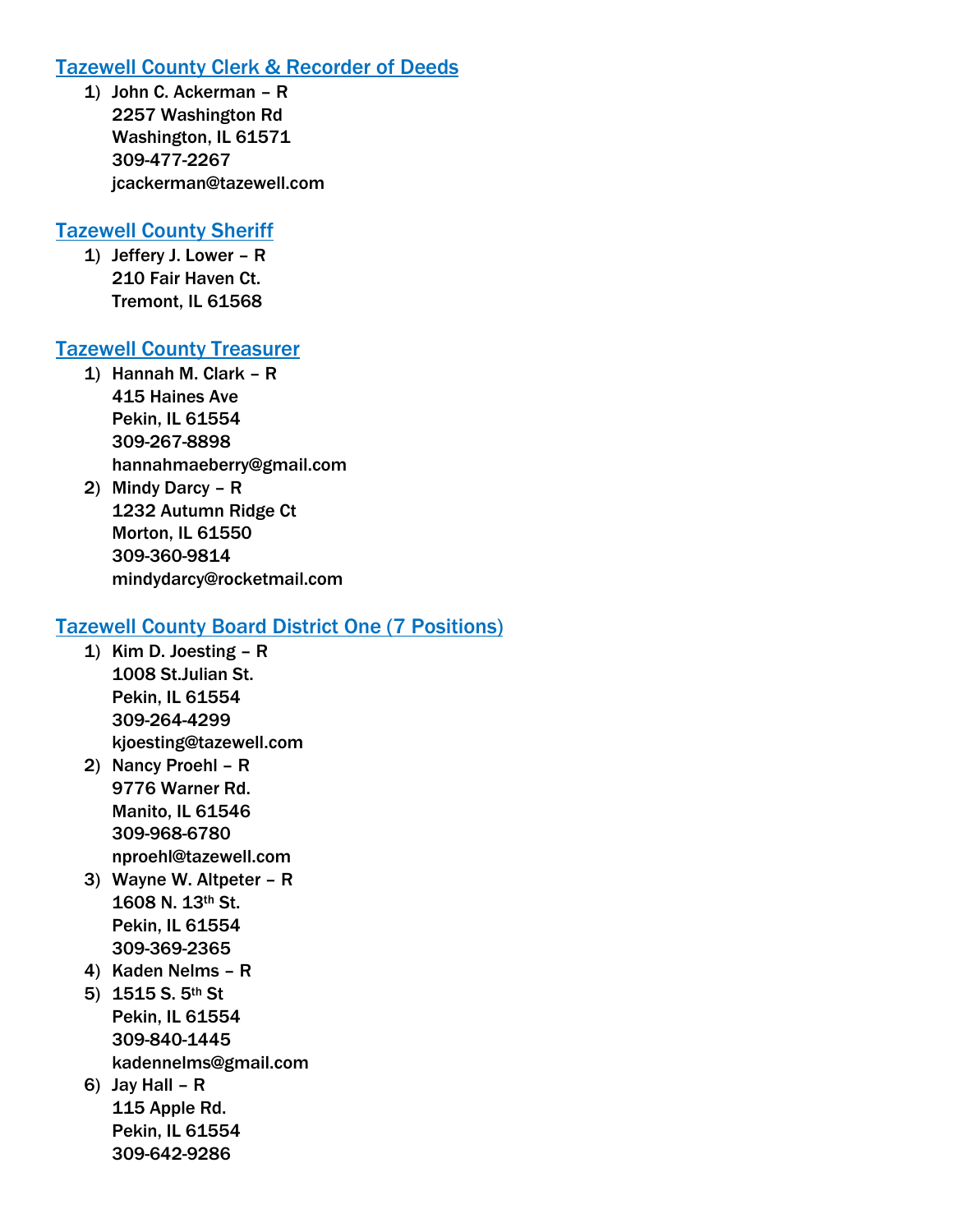## Tazewell County Clerk & Recorder of Deeds

1) **John C. Ackerman – R**
   **2257 Washington Rd**
   **Washington, IL 61571**
   **309-477-2267**
   **jcackerman@tazewell.com**

## Tazewell County Sheriff

1) **Jeffery J. Lower – R**
   **210 Fair Haven Ct.**
   **Tremont, IL 61568**

## Tazewell County Treasurer

1) **Hannah M. Clark – R**
   **415 Haines Ave**
   **Pekin, IL 61554**
   **309-267-8898**
   **hannahmaeberry@gmail.com**
2) **Mindy Darcy – R**
   **1232 Autumn Ridge Ct**
   **Morton, IL 61550**
   **309-360-9814**
   **mindydarcy@rocketmail.com**

## Tazewell County Board District One (7 Positions)

1) **Kim D. Joesting – R**
   **1008 St.Julian St.**
   **Pekin, IL 61554**
   **309-264-4299**
   **kjoesting@tazewell.com**
2) **Nancy Proehl – R**
   **9776 Warner Rd.**
   **Manito, IL 61546**
   **309-968-6780**
   **nproehl@tazewell.com**
3) **Wayne W. Altpeter – R**
   **1608 N. 13th St.**
   **Pekin, IL 61554**
   **309-369-2365**
4) **Kaden Nelms – R**
5) **1515 S. 5th St**
   **Pekin, IL 61554**
   **309-840-1445**
   **kadennelms@gmail.com**
6) **Jay Hall – R**
   **115 Apple Rd.**
   **Pekin, IL 61554**
   **309-642-9286**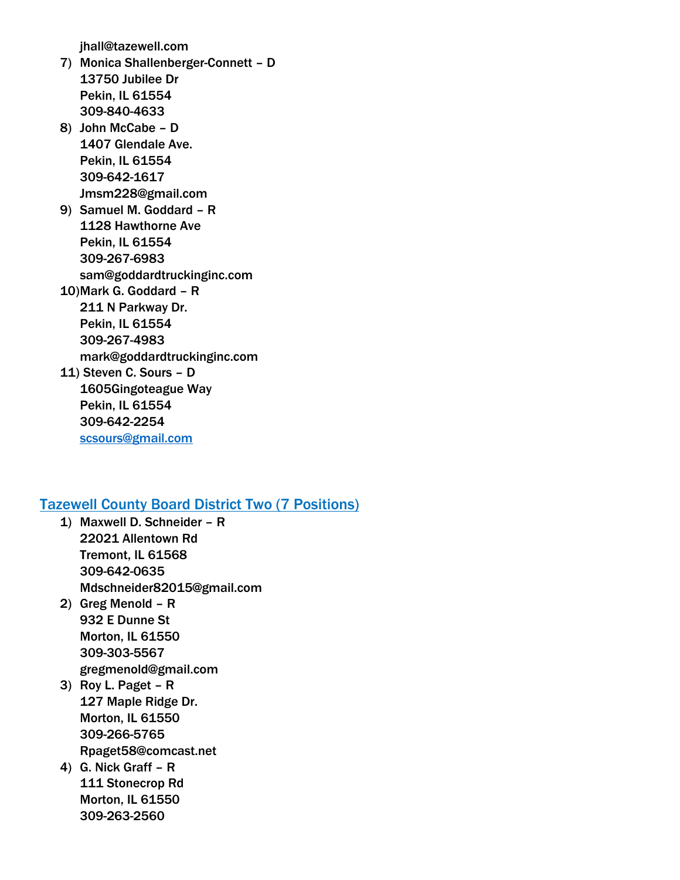jhall@tazewell.com

7) **Monica Shallenberger-Connett – D**
   13750 Jubilee Dr
   Pekin, IL 61554
   309-840-4633
8) **John McCabe – D**
   1407 Glendale Ave.
   Pekin, IL 61554
   309-642-1617
   Jmsm228@gmail.com
9) **Samuel M. Goddard – R**
   1128 Hawthorne Ave
   Pekin, IL 61554
   309-267-6983
   sam@goddardtruckinginc.com
10) **Mark G. Goddard – R**
    211 N Parkway Dr.
    Pekin, IL 61554
    309-267-4983
    mark@goddardtruckinginc.com
11) **Steven C. Sours – D**
    1605Gingoteague Way
    Pekin, IL 61554
    309-642-2254
    scsours@gmail.com

## Tazewell County Board District Two (7 Positions)

1) **Maxwell D. Schneider – R**
   22021 Allentown Rd
   Tremont, IL 61568
   309-642-0635
   Mdschneider82015@gmail.com
2) **Greg Menold – R**
   932 E Dunne St
   Morton, IL 61550
   309-303-5567
   gregmenold@gmail.com
3) **Roy L. Paget – R**
   127 Maple Ridge Dr.
   Morton, IL 61550
   309-266-5765
   Rpaget58@comcast.net
4) **G. Nick Graff – R**
   111 Stonecrop Rd
   Morton, IL 61550
   309-263-2560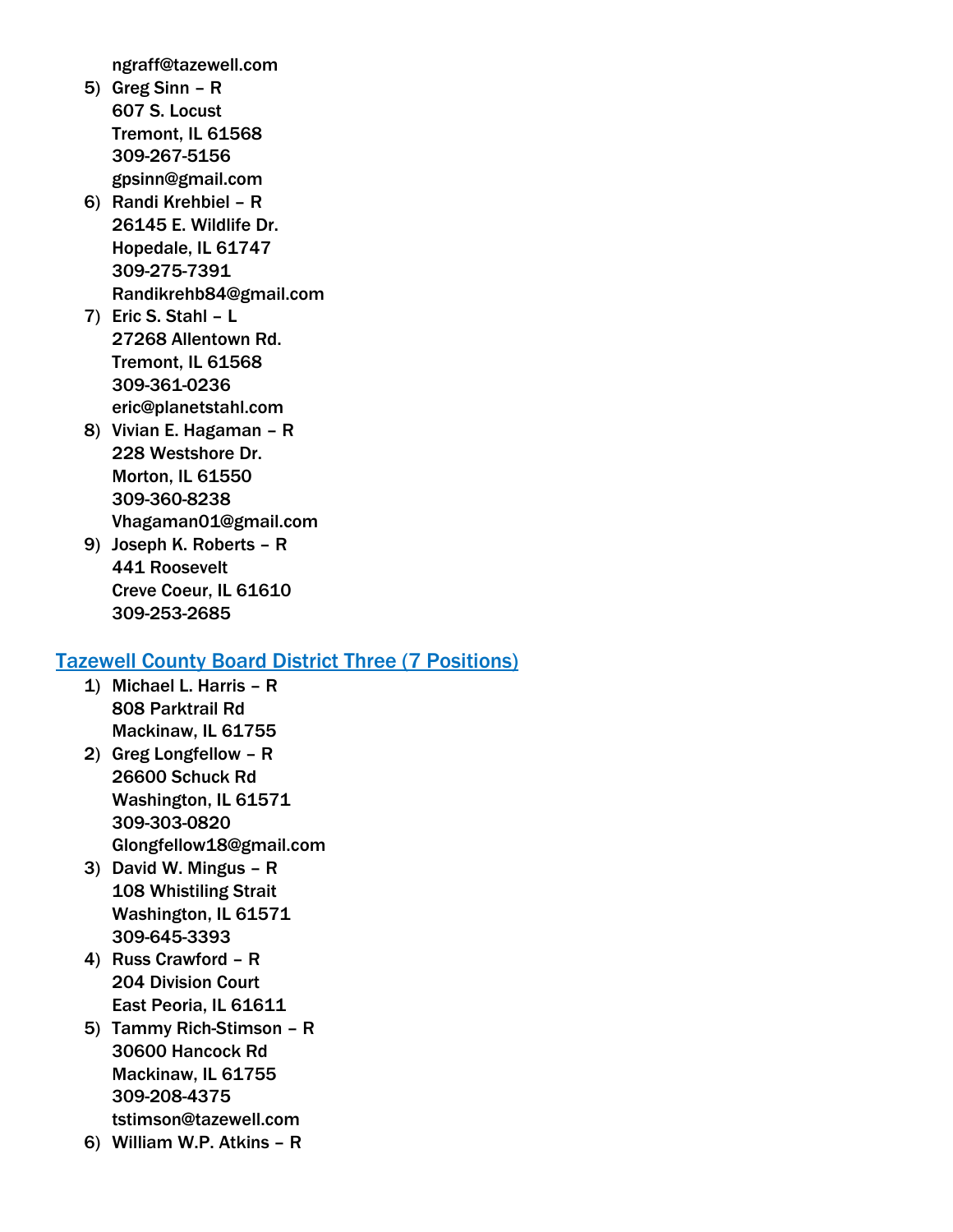ngraff@tazewell.com

5) Greg Sinn – R
   607 S. Locust
   Tremont, IL 61568
   309-267-5156
   gpsinn@gmail.com
6) Randi Krehbiel – R
   26145 E. Wildlife Dr.
   Hopedale, IL 61747
   309-275-7391
   Randikrehb84@gmail.com
7) Eric S. Stahl – L
   27268 Allentown Rd.
   Tremont, IL 61568
   309-361-0236
   eric@planetstahl.com
8) Vivian E. Hagaman – R
   228 Westshore Dr.
   Morton, IL 61550
   309-360-8238
   Vhagaman01@gmail.com
9) Joseph K. Roberts – R
   441 Roosevelt
   Creve Coeur, IL 61610
   309-253-2685

## Tazewell County Board District Three (7 Positions)

1) Michael L. Harris – R
   808 Parktrail Rd
   Mackinaw, IL 61755
2) Greg Longfellow – R
   26600 Schuck Rd
   Washington, IL 61571
   309-303-0820
   Glongfellow18@gmail.com
3) David W. Mingus – R
   108 Whistiling Strait
   Washington, IL 61571
   309-645-3393
4) Russ Crawford – R
   204 Division Court
   East Peoria, IL 61611
5) Tammy Rich-Stimson – R
   30600 Hancock Rd
   Mackinaw, IL 61755
   309-208-4375
   tstimson@tazewell.com
6) William W.P. Atkins – R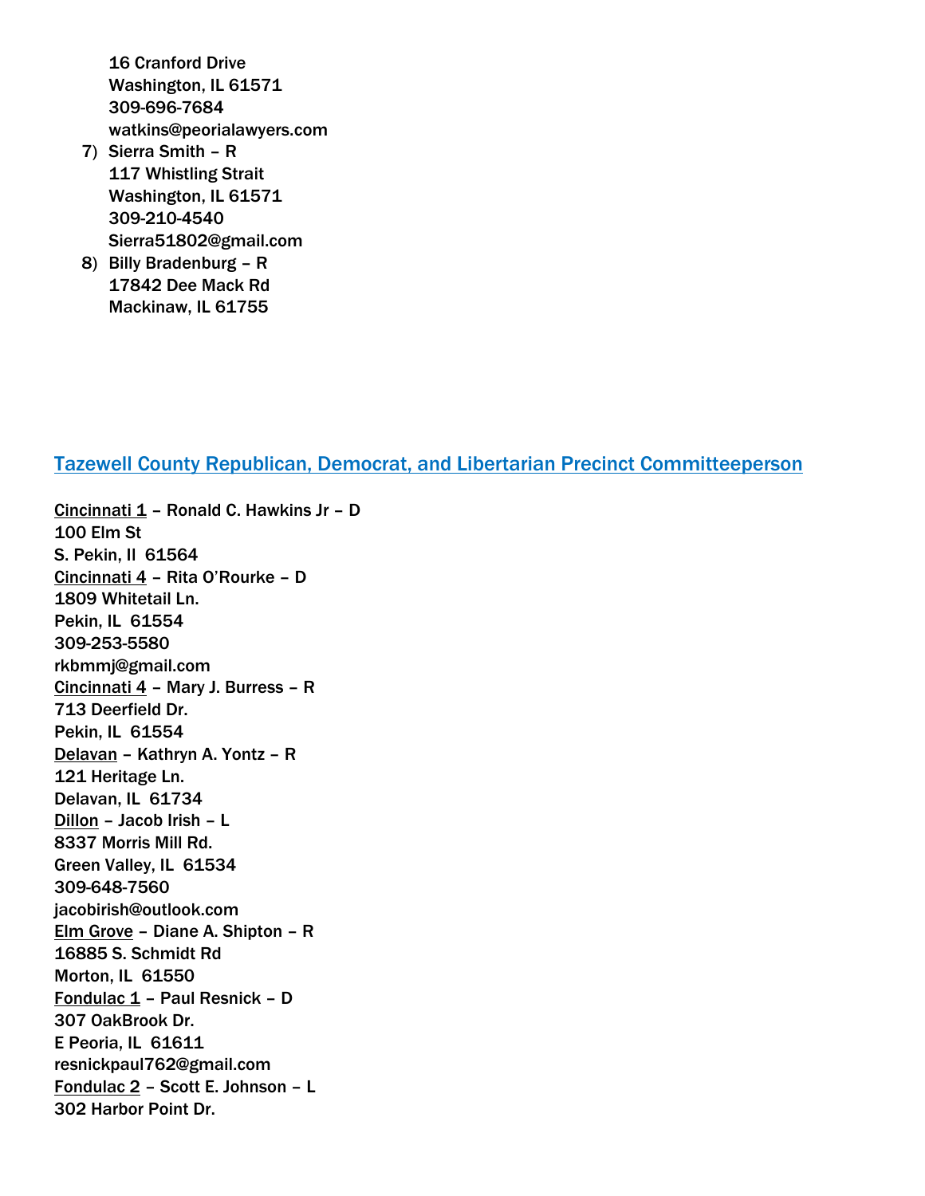16 Cranford Drive
Washington, IL 61571
309-696-7684
watkins@peorialawyers.com

7) Sierra Smith – R
117 Whistling Strait
Washington, IL 61571
309-210-4540
Sierra51802@gmail.com
8) Billy Bradenburg – R
17842 Dee Mack Rd
Mackinaw, IL 61755

## Tazewell County Republican, Democrat, and Libertarian Precinct Committeeperson

Cincinnati 1 – Ronald C. Hawkins Jr – D
100 Elm St
S. Pekin, Il 61564

Cincinnati 4 – Rita O'Rourke – D
1809 Whitetail Ln.
Pekin, IL 61554
309-253-5580
rkbmmj@gmail.com

Cincinnati 4 – Mary J. Burress – R
713 Deerfield Dr.
Pekin, IL 61554

Delavan – Kathryn A. Yontz – R
121 Heritage Ln.
Delavan, IL 61734

Dillon – Jacob Irish – L
8337 Morris Mill Rd.
Green Valley, IL 61534
309-648-7560
jacobirish@outlook.com

Elm Grove – Diane A. Shipton – R
16885 S. Schmidt Rd
Morton, IL 61550

Fondulac 1 – Paul Resnick – D
307 OakBrook Dr.
E Peoria, IL 61611
resnickpaul762@gmail.com

Fondulac 2 – Scott E. Johnson – L
302 Harbor Point Dr.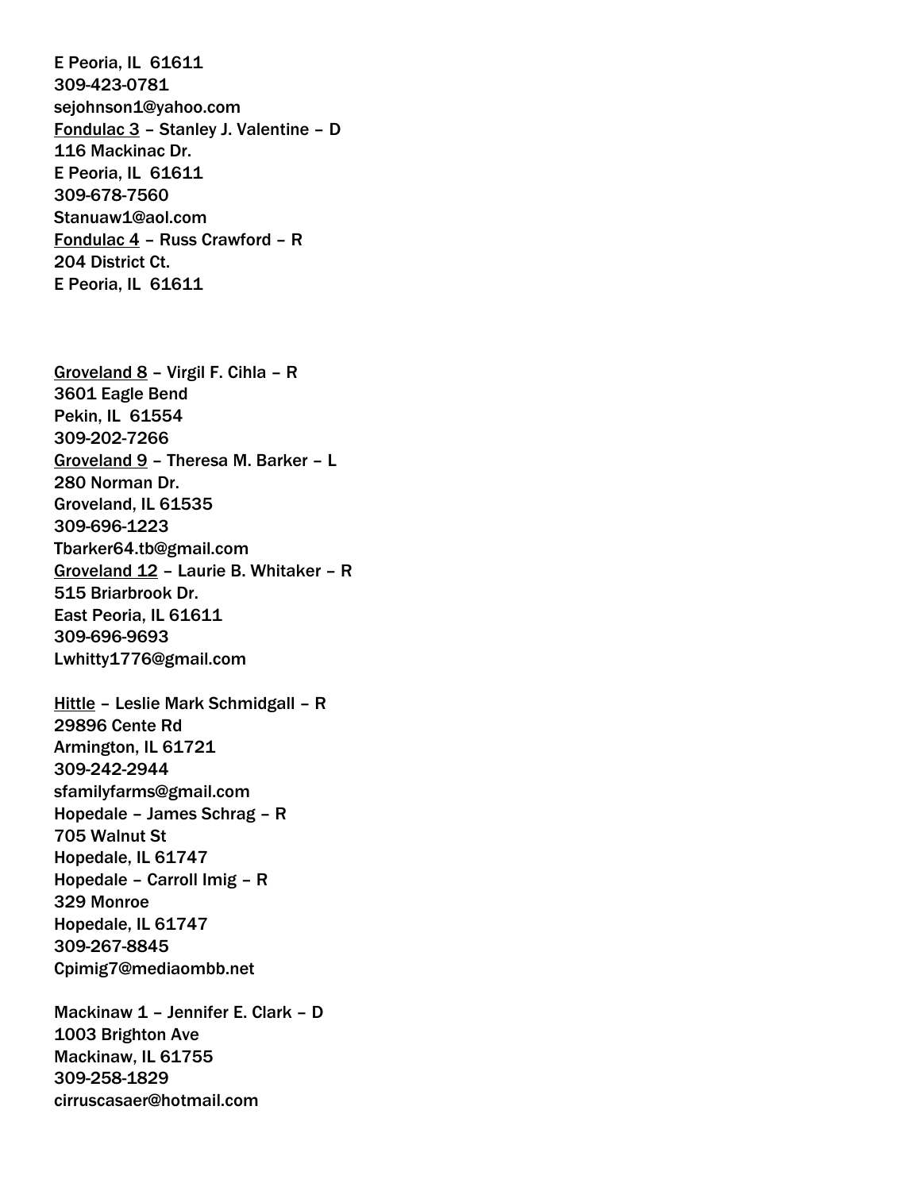E Peoria, IL 61611
309-423-0781
sejohnson1@yahoo.com
<u>Fondulac 3</u> – Stanley J. Valentine – D
116 Mackinac Dr.
E Peoria, IL 61611
309-678-7560
Stanuaw1@aol.com
<u>Fondulac 4</u> – Russ Crawford – R
204 District Ct.
E Peoria, IL 61611

<u>Groveland 8</u> – Virgil F. Cihla – R
3601 Eagle Bend
Pekin, IL 61554
309-202-7266
<u>Groveland 9</u> – Theresa M. Barker – L
280 Norman Dr.
Groveland, IL 61535
309-696-1223
Tbarker64.tb@gmail.com
<u>Groveland 12</u> – Laurie B. Whitaker – R
515 Briarbrook Dr.
East Peoria, IL 61611
309-696-9693
Lwhitty1776@gmail.com

<u>Hittle</u> – Leslie Mark Schmidgall – R
29896 Cente Rd
Armington, IL 61721
309-242-2944
sfamilyfarms@gmail.com
Hopedale – James Schrag – R
705 Walnut St
Hopedale, IL 61747
Hopedale – Carroll Imig – R
329 Monroe
Hopedale, IL 61747
309-267-8845
Cpimig7@mediaombb.net

Mackinaw 1 – Jennifer E. Clark – D
1003 Brighton Ave
Mackinaw, IL 61755
309-258-1829
cirruscasaer@hotmail.com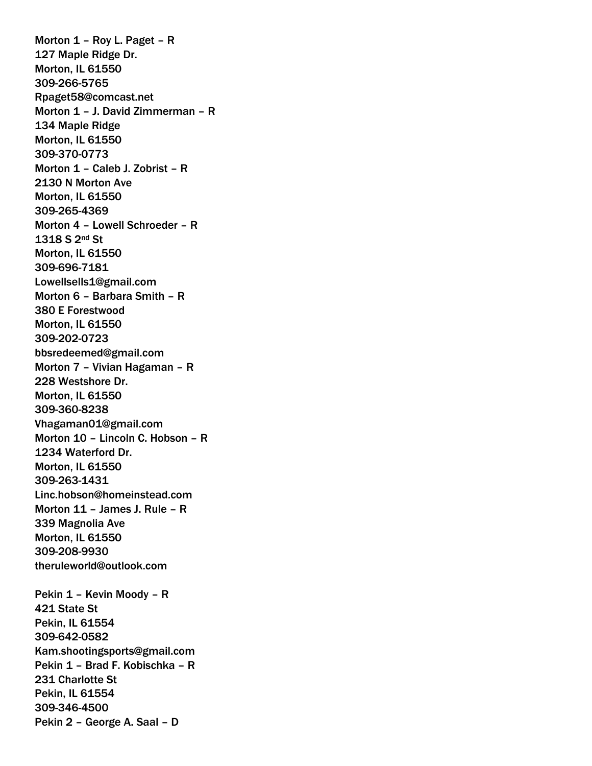**Morton 1 – Roy L. Paget – R**
**127 Maple Ridge Dr.**
**Morton, IL 61550**
**309-266-5765**
**Rpaget58@comcast.net**
**Morton 1 – J. David Zimmerman – R**
**134 Maple Ridge**
**Morton, IL 61550**
**309-370-0773**
**Morton 1 – Caleb J. Zobrist – R**
**2130 N Morton Ave**
**Morton, IL 61550**
**309-265-4369**
**Morton 4 – Lowell Schroeder – R**
**1318 S 2nd St**
**Morton, IL 61550**
**309-696-7181**
**Lowellsells1@gmail.com**
**Morton 6 – Barbara Smith – R**
**380 E Forestwood**
**Morton, IL 61550**
**309-202-0723**
**bbsredeemed@gmail.com**
**Morton 7 – Vivian Hagaman – R**
**228 Westshore Dr.**
**Morton, IL 61550**
**309-360-8238**
**Vhagaman01@gmail.com**
**Morton 10 – Lincoln C. Hobson – R**
**1234 Waterford Dr.**
**Morton, IL 61550**
**309-263-1431**
**Linc.hobson@homeinstead.com**
**Morton 11 – James J. Rule – R**
**339 Magnolia Ave**
**Morton, IL 61550**
**309-208-9930**
**theruleworld@outlook.com**

**Pekin 1 – Kevin Moody – R**
**421 State St**
**Pekin, IL 61554**
**309-642-0582**
**Kam.shootingsports@gmail.com**
**Pekin 1 – Brad F. Kobischka – R**
**231 Charlotte St**
**Pekin, IL 61554**
**309-346-4500**
**Pekin 2 – George A. Saal – D**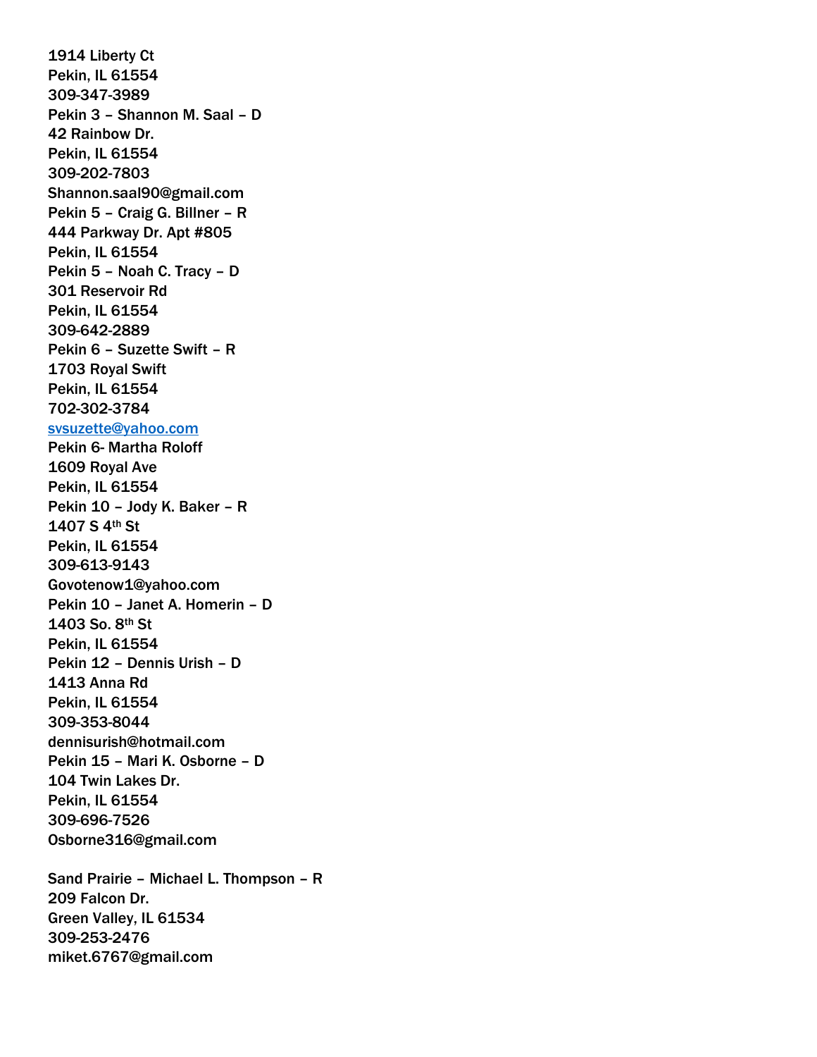1914 Liberty Ct
Pekin, IL 61554
309-347-3989
Pekin 3 – Shannon M. Saal – D
42 Rainbow Dr.
Pekin, IL 61554
309-202-7803
Shannon.saal90@gmail.com
Pekin 5 – Craig G. Billner – R
444 Parkway Dr. Apt #805
Pekin, IL 61554
Pekin 5 – Noah C. Tracy – D
301 Reservoir Rd
Pekin, IL 61554
309-642-2889
Pekin 6 – Suzette Swift – R
1703 Royal Swift
Pekin, IL 61554
702-302-3784
svsuzette@yahoo.com
Pekin 6- Martha Roloff
1609 Royal Ave
Pekin, IL 61554
Pekin 10 – Jody K. Baker – R
1407 S 4th St
Pekin, IL 61554
309-613-9143
Govotenow1@yahoo.com
Pekin 10 – Janet A. Homerin – D
1403 So. 8th St
Pekin, IL 61554
Pekin 12 – Dennis Urish – D
1413 Anna Rd
Pekin, IL 61554
309-353-8044
dennisurish@hotmail.com
Pekin 15 – Mari K. Osborne – D
104 Twin Lakes Dr.
Pekin, IL 61554
309-696-7526
Osborne316@gmail.com

Sand Prairie – Michael L. Thompson – R
209 Falcon Dr.
Green Valley, IL 61534
309-253-2476
miket.6767@gmail.com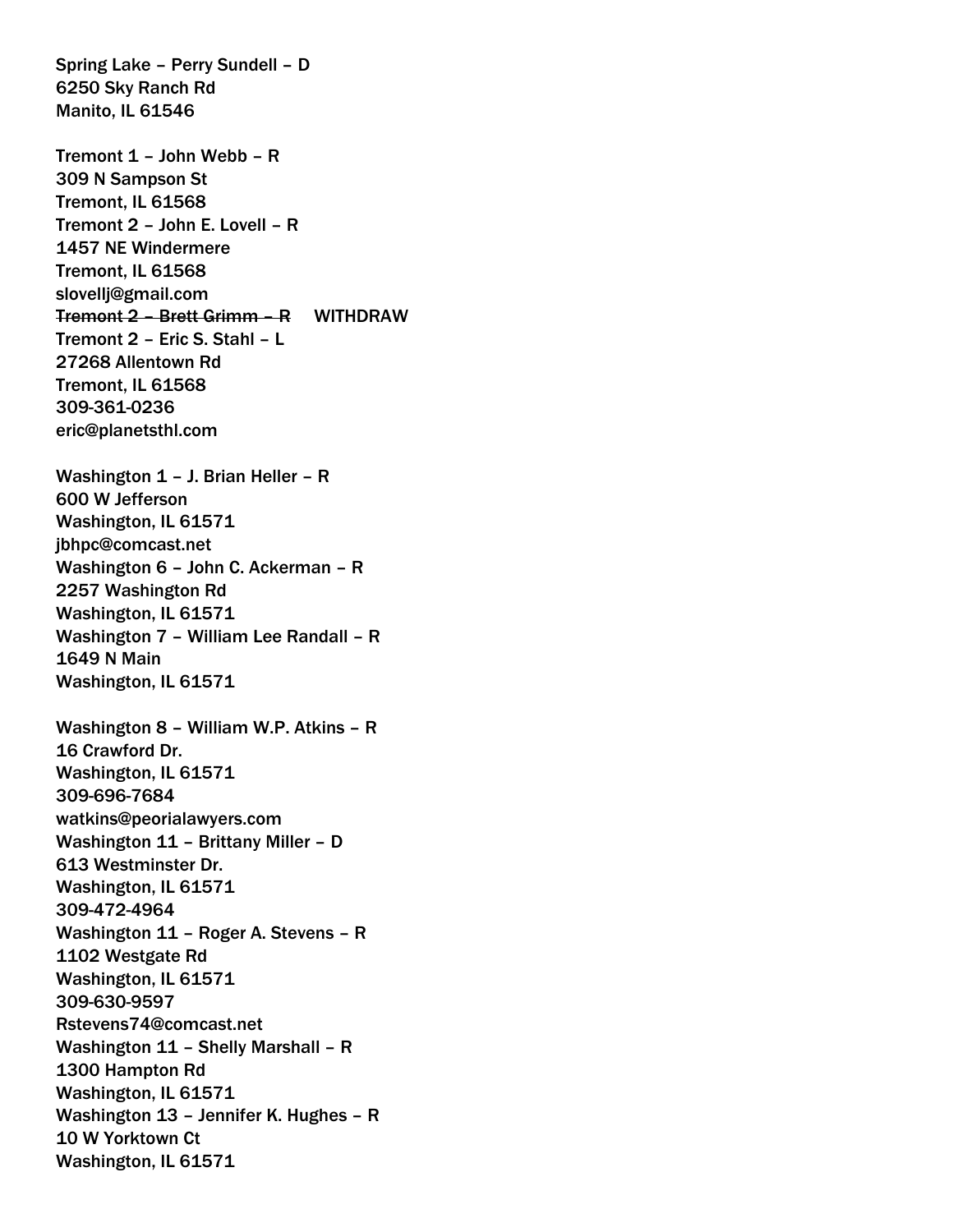Spring Lake – Perry Sundell – D
6250 Sky Ranch Rd
Manito, IL 61546

Tremont 1 – John Webb – R
309 N Sampson St
Tremont, IL 61568
Tremont 2 – John E. Lovell – R
1457 NE Windermere
Tremont, IL 61568
slovellj@gmail.com
~~Tremont 2 – Brett Grimm – R~~ WITHDRAW
Tremont 2 – Eric S. Stahl – L
27268 Allentown Rd
Tremont, IL 61568
309-361-0236
eric@planetsthl.com

Washington 1 – J. Brian Heller – R
600 W Jefferson
Washington, IL 61571
jbhpc@comcast.net
Washington 6 – John C. Ackerman – R
2257 Washington Rd
Washington, IL 61571
Washington 7 – William Lee Randall – R
1649 N Main
Washington, IL 61571

Washington 8 – William W.P. Atkins – R
16 Crawford Dr.
Washington, IL 61571
309-696-7684
watkins@peorialawyers.com
Washington 11 – Brittany Miller – D
613 Westminster Dr.
Washington, IL 61571
309-472-4964
Washington 11 – Roger A. Stevens – R
1102 Westgate Rd
Washington, IL 61571
309-630-9597
Rstevens74@comcast.net
Washington 11 – Shelly Marshall – R
1300 Hampton Rd
Washington, IL 61571
Washington 13 – Jennifer K. Hughes – R
10 W Yorktown Ct
Washington, IL 61571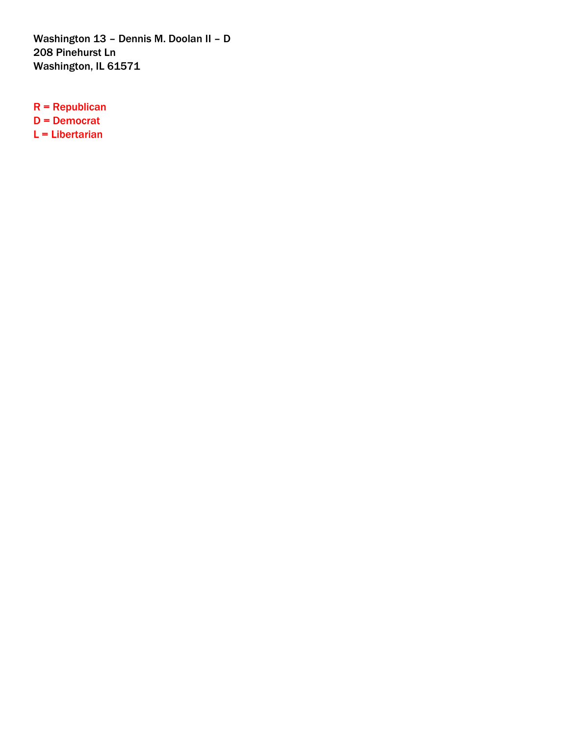**Washington 13 – Dennis M. Doolan II – D**
**208 Pinehurst Ln**
**Washington, IL 61571**

**R = Republican**
**D = Democrat**
**L = Libertarian**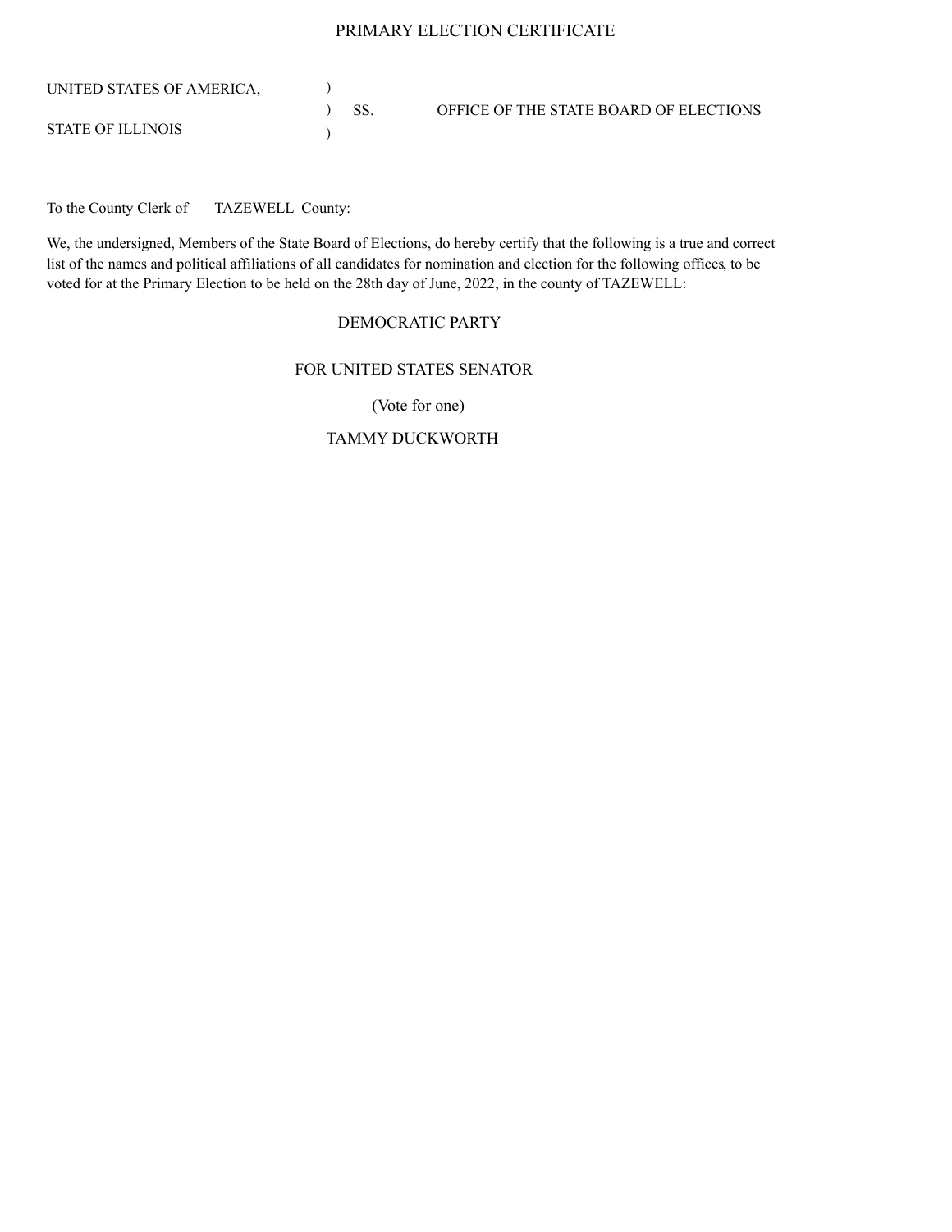# PRIMARY ELECTION CERTIFICATE

| | | | |
|---|---|---|---|
| UNITED STATES OF AMERICA, | ) | | |
| | ) | SS. | OFFICE OF THE STATE BOARD OF ELECTIONS |
| STATE OF ILLINOIS | ) | | |

To the County Clerk of TAZEWELL County:

We, the undersigned, Members of the State Board of Elections, do hereby certify that the following is a true and correct list of the names and political affiliations of all candidates for nomination and election for the following offices, to be voted for at the Primary Election to be held on the 28th day of June, 2022, in the county of TAZEWELL:

## DEMOCRATIC PARTY

### FOR UNITED STATES SENATOR

(Vote for one)

TAMMY DUCKWORTH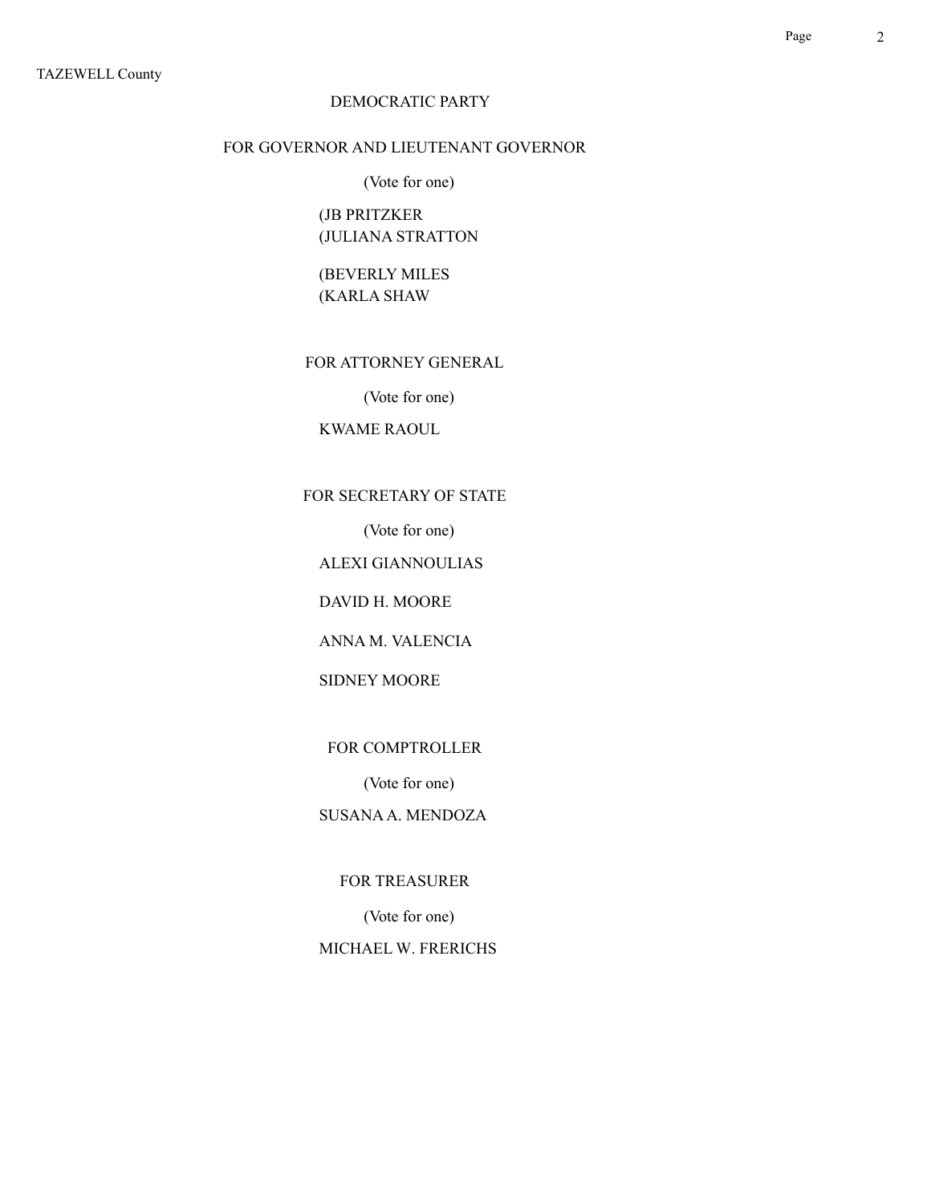TAZEWELL County

# DEMOCRATIC PARTY

## FOR GOVERNOR AND LIEUTENANT GOVERNOR

(Vote for one)

(JB PRITZKER
(JULIANA STRATTON

(BEVERLY MILES
(KARLA SHAW

## FOR ATTORNEY GENERAL

(Vote for one)

KWAME RAOUL

## FOR SECRETARY OF STATE

(Vote for one)

ALEXI GIANNOULIAS

DAVID H. MOORE

ANNA M. VALENCIA

SIDNEY MOORE

## FOR COMPTROLLER

(Vote for one)

SUSANA A. MENDOZA

## FOR TREASURER

(Vote for one)

MICHAEL W. FRERICHS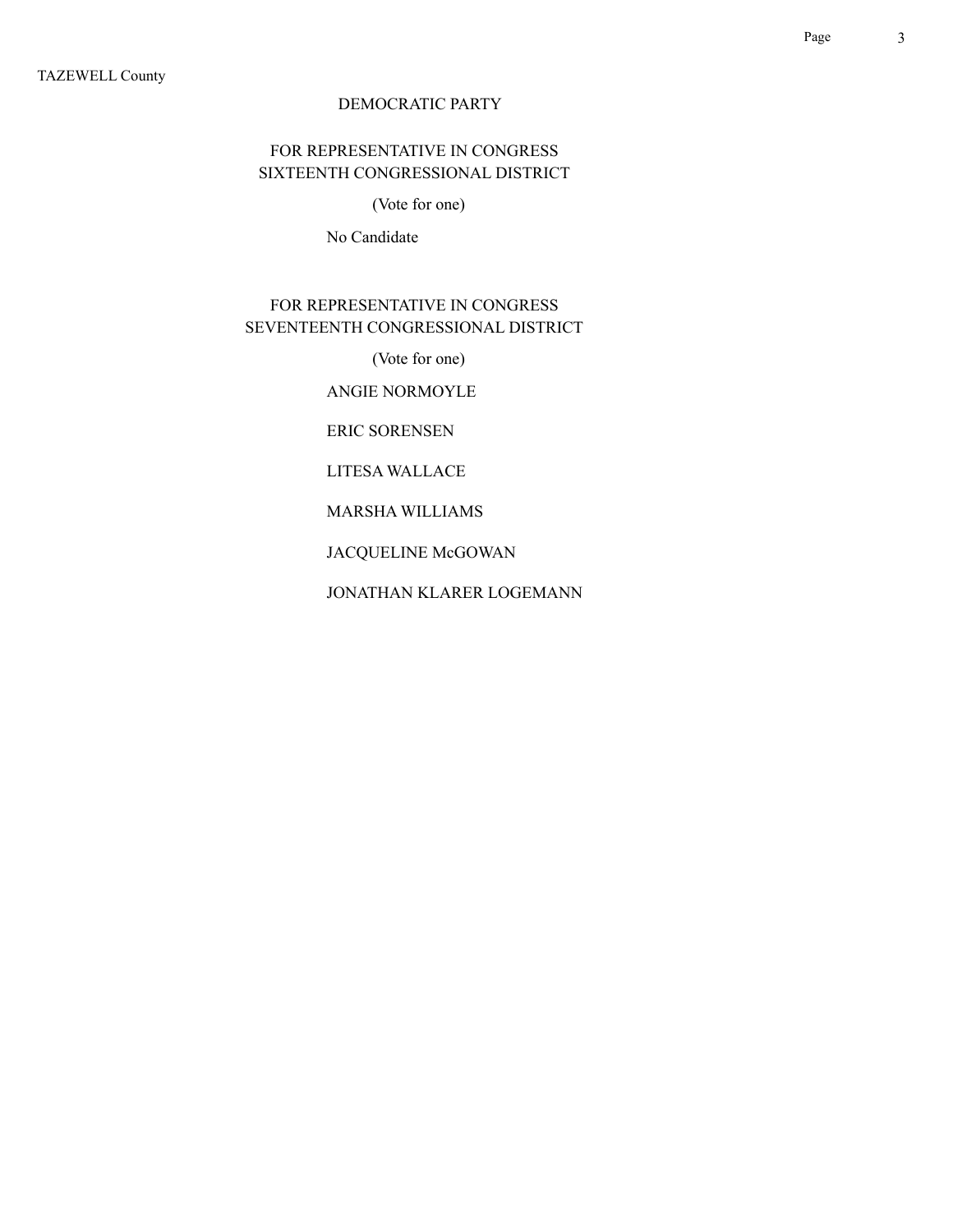TAZEWELL County

## DEMOCRATIC PARTY

### FOR REPRESENTATIVE IN CONGRESS
### SIXTEENTH CONGRESSIONAL DISTRICT

(Vote for one)

No Candidate

### FOR REPRESENTATIVE IN CONGRESS
### SEVENTEENTH CONGRESSIONAL DISTRICT

(Vote for one)

ANGIE NORMOYLE

ERIC SORENSEN

LITESA WALLACE

MARSHA WILLIAMS

JACQUELINE McGOWAN

JONATHAN KLARER LOGEMANN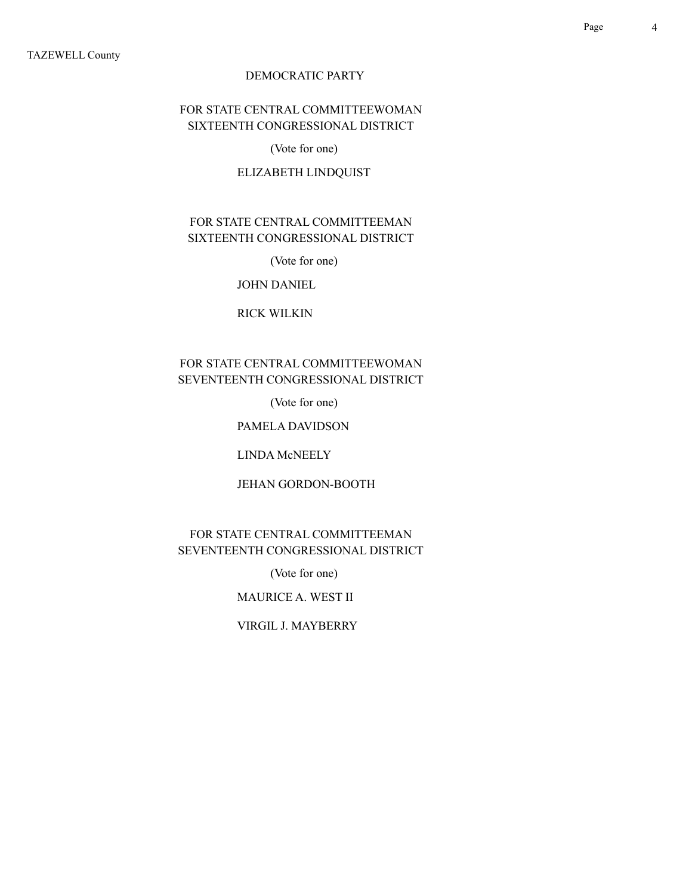TAZEWELL County

## DEMOCRATIC PARTY

### FOR STATE CENTRAL COMMITTEEWOMAN SIXTEENTH CONGRESSIONAL DISTRICT

(Vote for one)

ELIZABETH LINDQUIST

### FOR STATE CENTRAL COMMITTEEMAN SIXTEENTH CONGRESSIONAL DISTRICT

(Vote for one)

JOHN DANIEL

RICK WILKIN

### FOR STATE CENTRAL COMMITTEEWOMAN SEVENTEENTH CONGRESSIONAL DISTRICT

(Vote for one)

PAMELA DAVIDSON

LINDA McNEELY

JEHAN GORDON-BOOTH

### FOR STATE CENTRAL COMMITTEEMAN SEVENTEENTH CONGRESSIONAL DISTRICT

(Vote for one)

MAURICE A. WEST II

VIRGIL J. MAYBERRY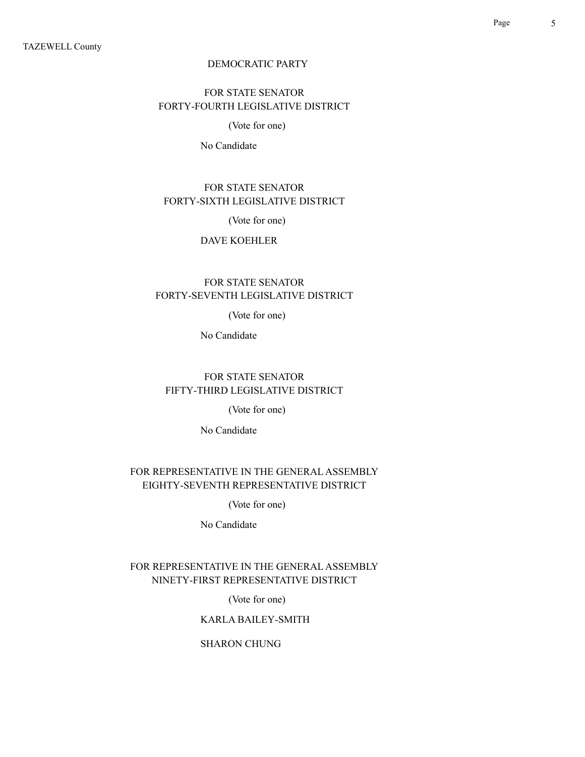TAZEWELL County

DEMOCRATIC PARTY

FOR STATE SENATOR
FORTY-FOURTH LEGISLATIVE DISTRICT

(Vote for one)

No Candidate

FOR STATE SENATOR
FORTY-SIXTH LEGISLATIVE DISTRICT

(Vote for one)

DAVE KOEHLER

FOR STATE SENATOR
FORTY-SEVENTH LEGISLATIVE DISTRICT

(Vote for one)

No Candidate

FOR STATE SENATOR
FIFTY-THIRD LEGISLATIVE DISTRICT

(Vote for one)

No Candidate

FOR REPRESENTATIVE IN THE GENERAL ASSEMBLY
EIGHTY-SEVENTH REPRESENTATIVE DISTRICT

(Vote for one)

No Candidate

FOR REPRESENTATIVE IN THE GENERAL ASSEMBLY
NINETY-FIRST REPRESENTATIVE DISTRICT

(Vote for one)

KARLA BAILEY-SMITH

SHARON CHUNG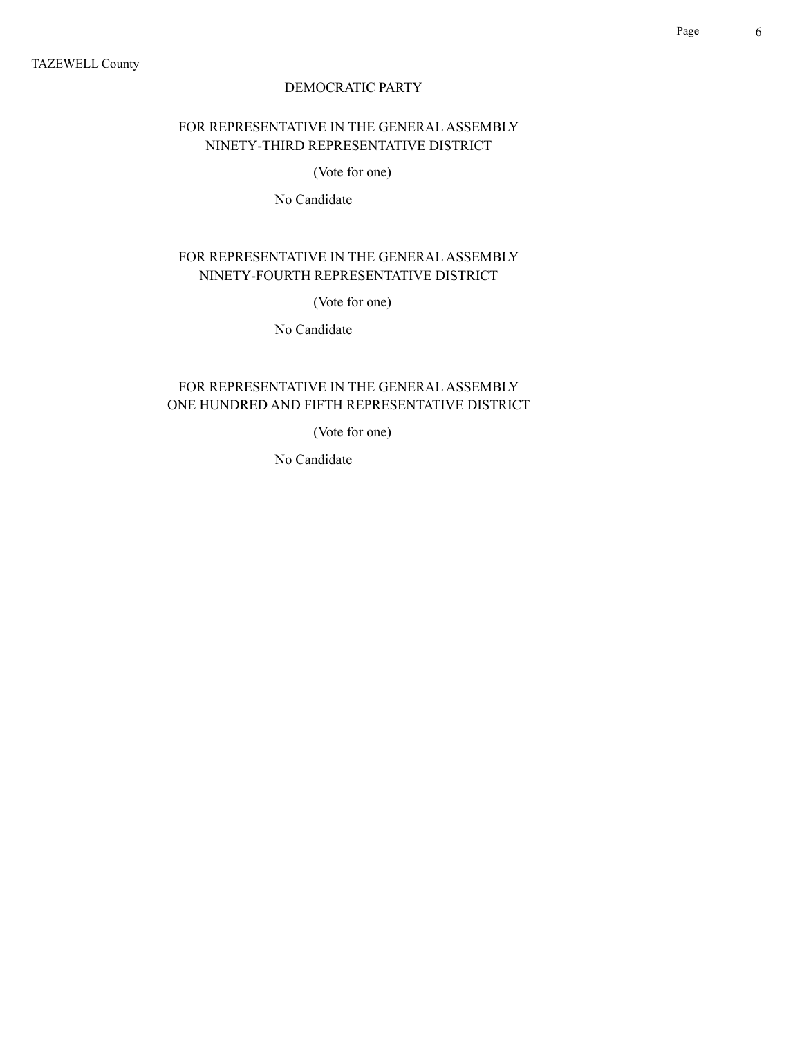TAZEWELL County

DEMOCRATIC PARTY

FOR REPRESENTATIVE IN THE GENERAL ASSEMBLY
NINETY-THIRD REPRESENTATIVE DISTRICT

(Vote for one)

No Candidate

FOR REPRESENTATIVE IN THE GENERAL ASSEMBLY
NINETY-FOURTH REPRESENTATIVE DISTRICT

(Vote for one)

No Candidate

FOR REPRESENTATIVE IN THE GENERAL ASSEMBLY
ONE HUNDRED AND FIFTH REPRESENTATIVE DISTRICT

(Vote for one)

No Candidate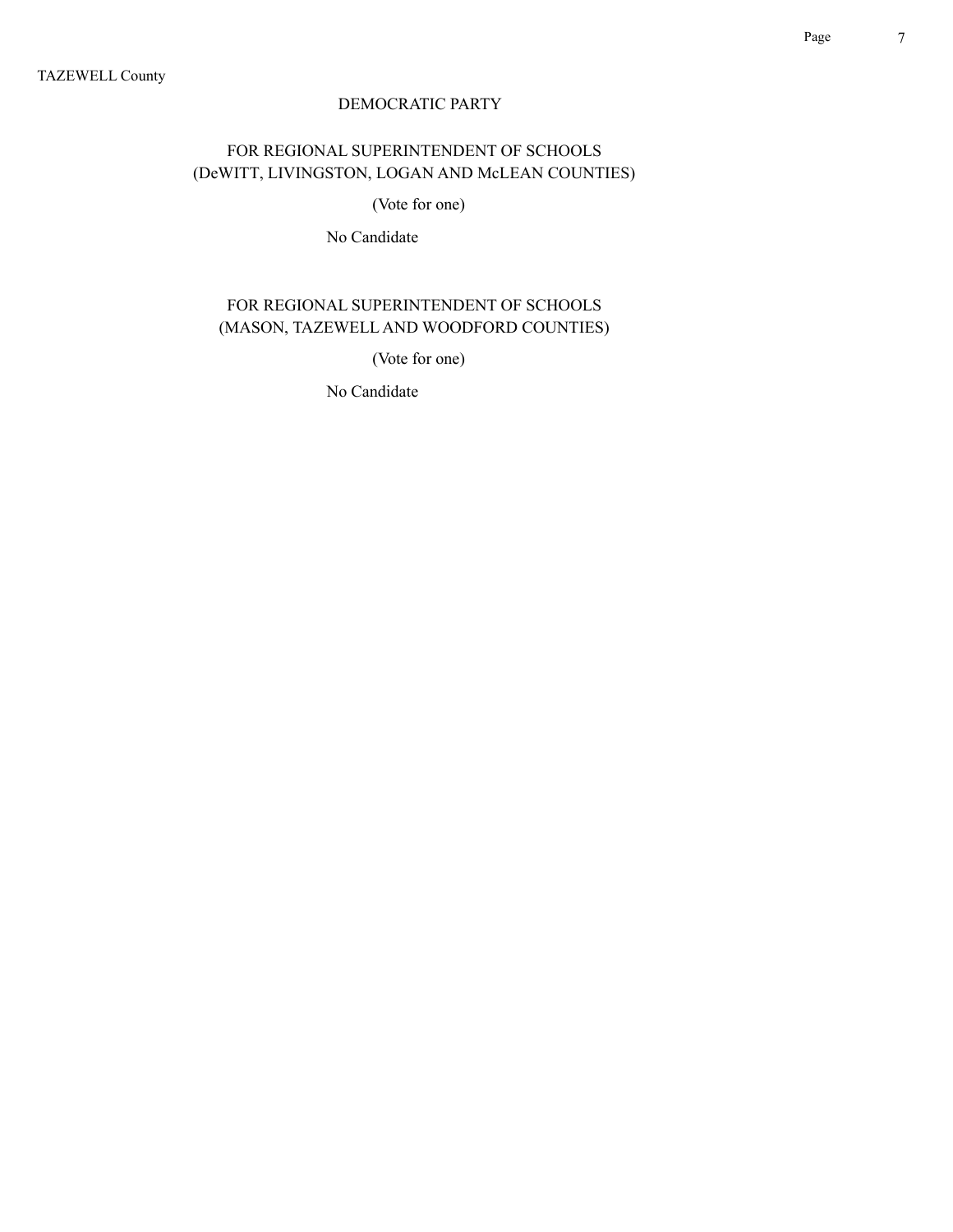TAZEWELL County

## DEMOCRATIC PARTY

### FOR REGIONAL SUPERINTENDENT OF SCHOOLS (DeWITT, LIVINGSTON, LOGAN AND McLEAN COUNTIES)

(Vote for one)

No Candidate

### FOR REGIONAL SUPERINTENDENT OF SCHOOLS (MASON, TAZEWELL AND WOODFORD COUNTIES)

(Vote for one)

No Candidate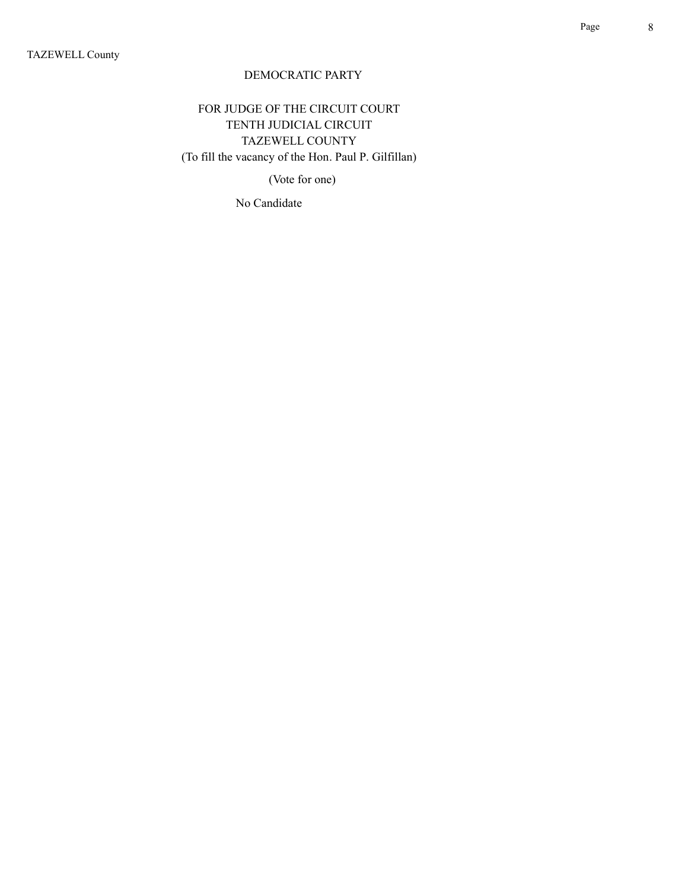TAZEWELL County

## DEMOCRATIC PARTY

### FOR JUDGE OF THE CIRCUIT COURT
### TENTH JUDICIAL CIRCUIT
### TAZEWELL COUNTY
### (To fill the vacancy of the Hon. Paul P. Gilfillan)

(Vote for one)

No Candidate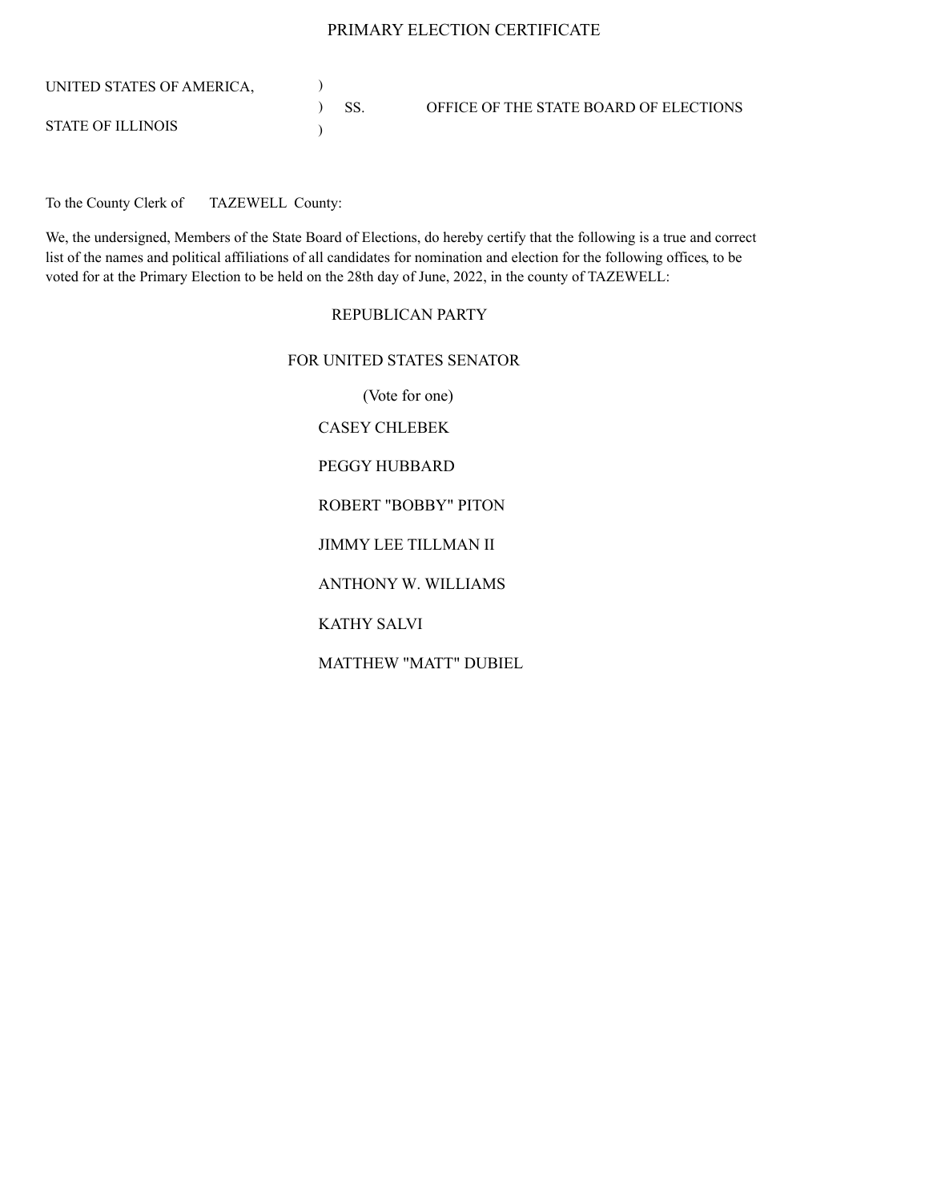# PRIMARY ELECTION CERTIFICATE

UNITED STATES OF AMERICA, )
) SS. OFFICE OF THE STATE BOARD OF ELECTIONS
STATE OF ILLINOIS )

To the County Clerk of TAZEWELL County:

We, the undersigned, Members of the State Board of Elections, do hereby certify that the following is a true and correct list of the names and political affiliations of all candidates for nomination and election for the following offices, to be voted for at the Primary Election to be held on the 28th day of June, 2022, in the county of TAZEWELL:

## REPUBLICAN PARTY

### FOR UNITED STATES SENATOR

(Vote for one)

CASEY CHLEBEK

PEGGY HUBBARD

ROBERT "BOBBY" PITON

JIMMY LEE TILLMAN II

ANTHONY W. WILLIAMS

KATHY SALVI

MATTHEW "MATT" DUBIEL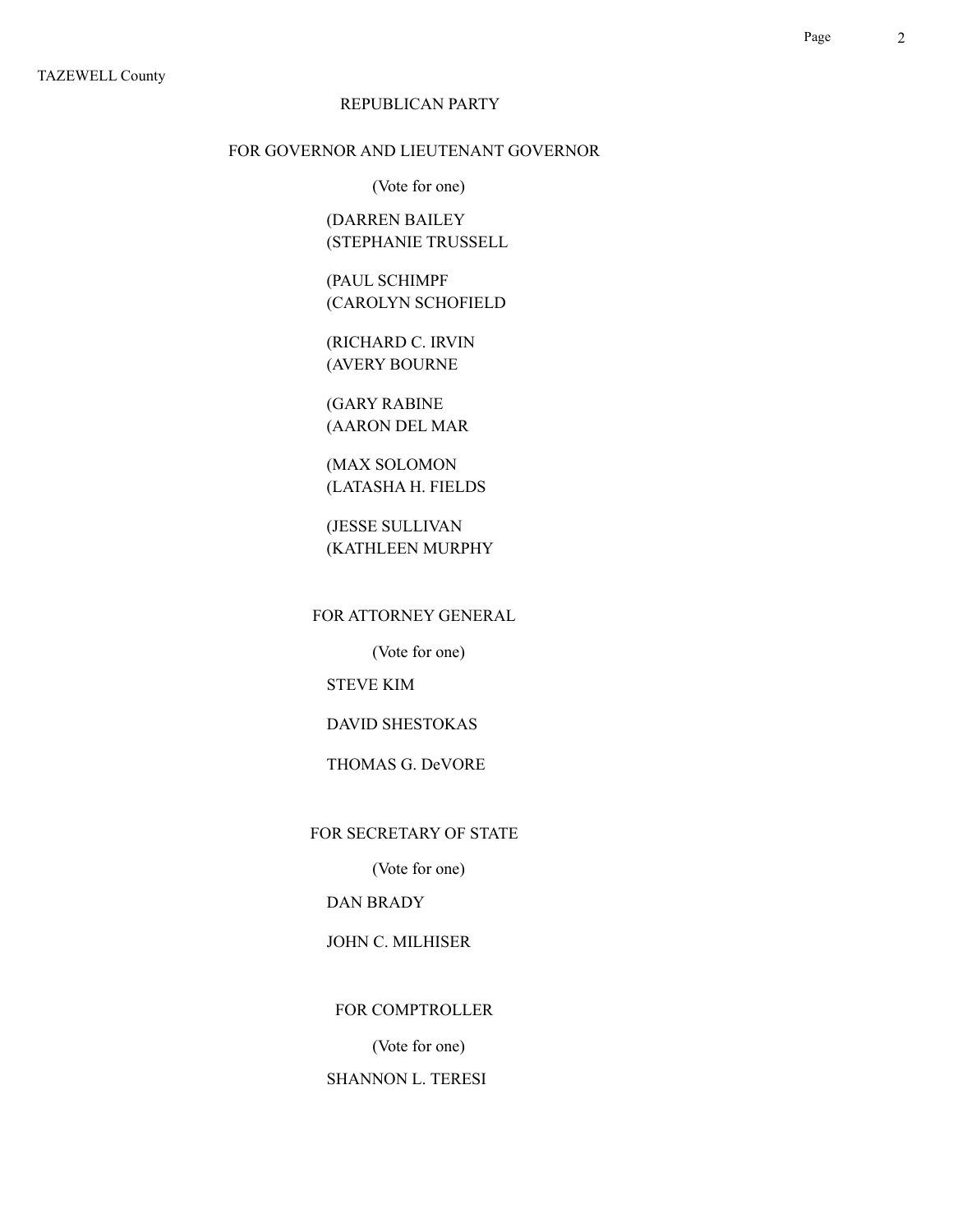TAZEWELL County

REPUBLICAN PARTY

FOR GOVERNOR AND LIEUTENANT GOVERNOR

(Vote for one)

(DARREN BAILEY
(STEPHANIE TRUSSELL

(PAUL SCHIMPF
(CAROLYN SCHOFIELD

(RICHARD C. IRVIN
(AVERY BOURNE

(GARY RABINE
(AARON DEL MAR

(MAX SOLOMON
(LATASHA H. FIELDS

(JESSE SULLIVAN
(KATHLEEN MURPHY

FOR ATTORNEY GENERAL

(Vote for one)

STEVE KIM

DAVID SHESTOKAS

THOMAS G. DeVORE

FOR SECRETARY OF STATE

(Vote for one)

DAN BRADY

JOHN C. MILHISER

FOR COMPTROLLER

(Vote for one)

SHANNON L. TERESI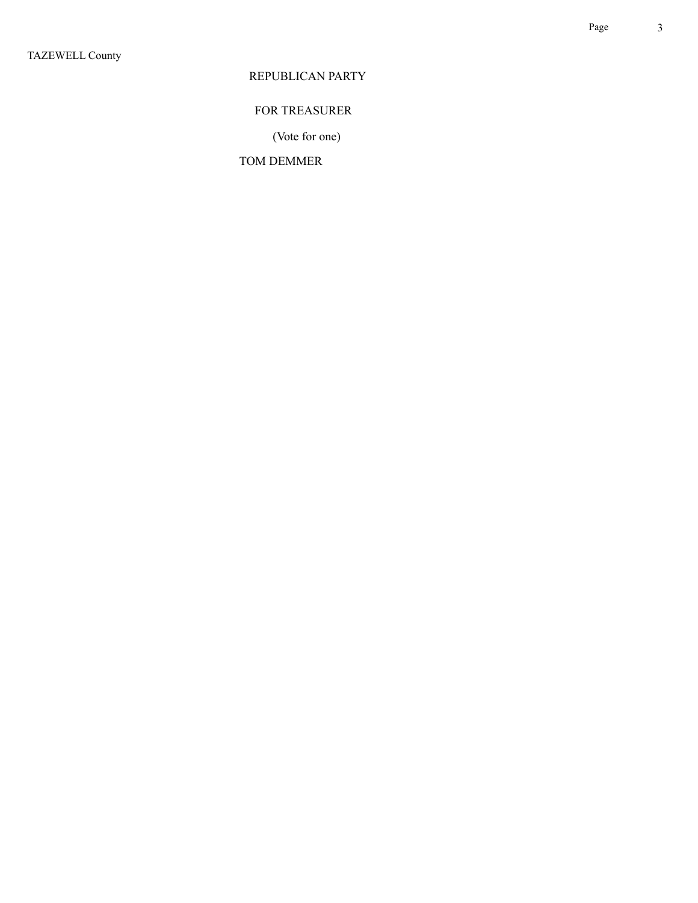TAZEWELL County

REPUBLICAN PARTY

FOR TREASURER

(Vote for one)

TOM DEMMER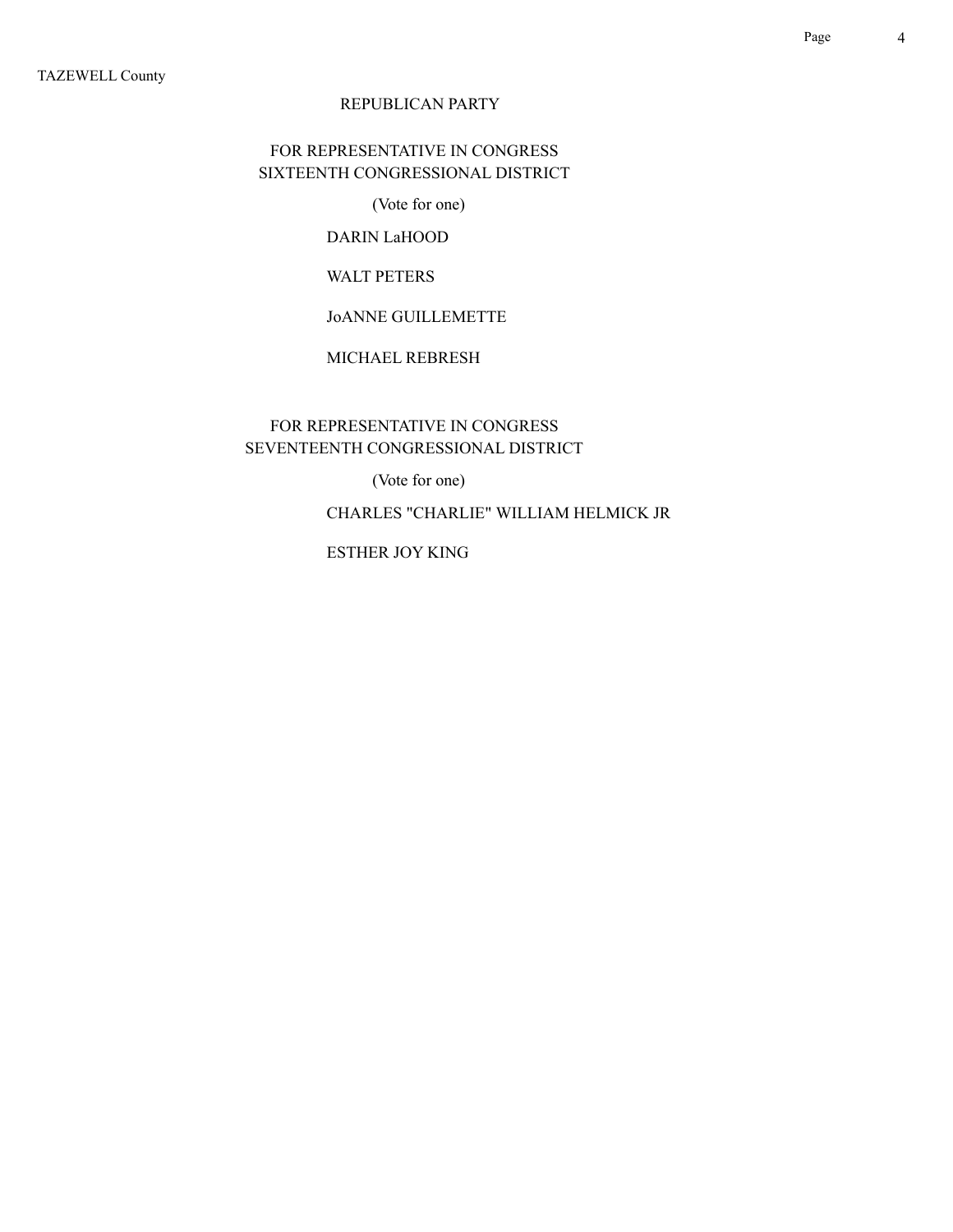TAZEWELL County

## REPUBLICAN PARTY

### FOR REPRESENTATIVE IN CONGRESS SIXTEENTH CONGRESSIONAL DISTRICT

(Vote for one)

DARIN LaHOOD

WALT PETERS

JoANNE GUILLEMETTE

MICHAEL REBRESH

### FOR REPRESENTATIVE IN CONGRESS SEVENTEENTH CONGRESSIONAL DISTRICT

(Vote for one)

CHARLES "CHARLIE" WILLIAM HELMICK JR

ESTHER JOY KING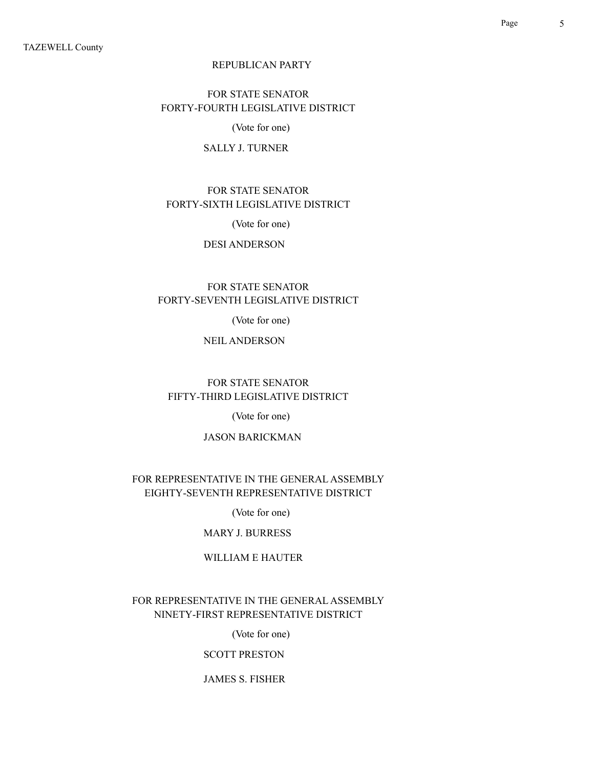TAZEWELL County

## REPUBLICAN PARTY

### FOR STATE SENATOR
### FORTY-FOURTH LEGISLATIVE DISTRICT

(Vote for one)

SALLY J. TURNER

### FOR STATE SENATOR
### FORTY-SIXTH LEGISLATIVE DISTRICT

(Vote for one)

DESI ANDERSON

### FOR STATE SENATOR
### FORTY-SEVENTH LEGISLATIVE DISTRICT

(Vote for one)

NEIL ANDERSON

### FOR STATE SENATOR
### FIFTY-THIRD LEGISLATIVE DISTRICT

(Vote for one)

JASON BARICKMAN

### FOR REPRESENTATIVE IN THE GENERAL ASSEMBLY
### EIGHTY-SEVENTH REPRESENTATIVE DISTRICT

(Vote for one)

MARY J. BURRESS

WILLIAM E HAUTER

### FOR REPRESENTATIVE IN THE GENERAL ASSEMBLY
### NINETY-FIRST REPRESENTATIVE DISTRICT

(Vote for one)

SCOTT PRESTON

JAMES S. FISHER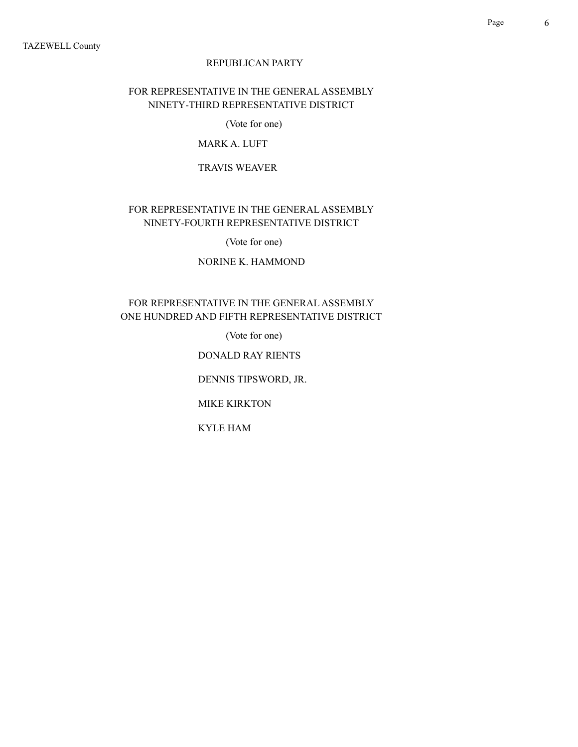TAZEWELL County

## REPUBLICAN PARTY

### FOR REPRESENTATIVE IN THE GENERAL ASSEMBLY
### NINETY-THIRD REPRESENTATIVE DISTRICT

(Vote for one)

MARK A. LUFT

TRAVIS WEAVER

### FOR REPRESENTATIVE IN THE GENERAL ASSEMBLY
### NINETY-FOURTH REPRESENTATIVE DISTRICT

(Vote for one)

NORINE K. HAMMOND

### FOR REPRESENTATIVE IN THE GENERAL ASSEMBLY
### ONE HUNDRED AND FIFTH REPRESENTATIVE DISTRICT

(Vote for one)

DONALD RAY RIENTS

DENNIS TIPSWORD, JR.

MIKE KIRKTON

KYLE HAM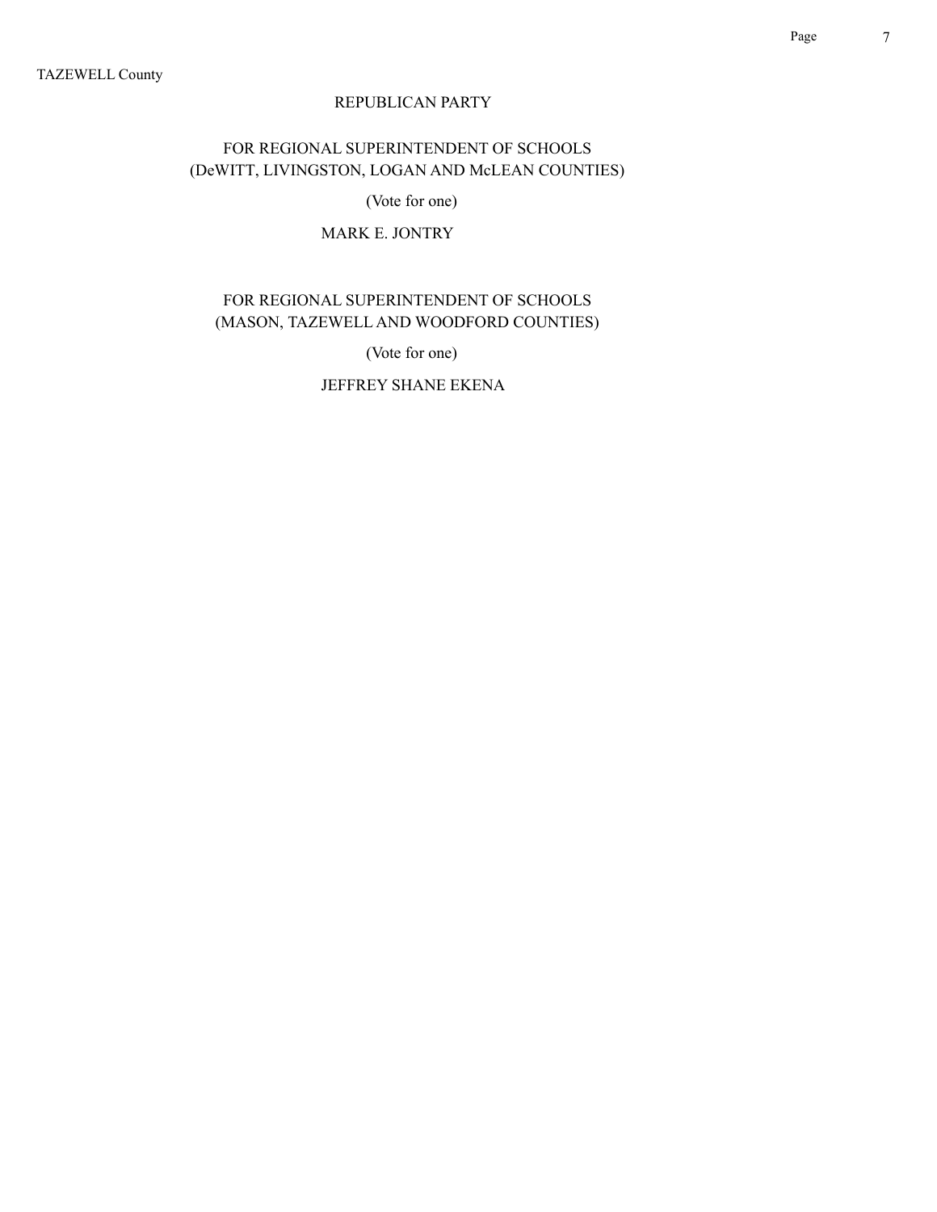TAZEWELL County

## REPUBLICAN PARTY

### FOR REGIONAL SUPERINTENDENT OF SCHOOLS
### (DeWITT, LIVINGSTON, LOGAN AND McLEAN COUNTIES)

(Vote for one)

MARK E. JONTRY

### FOR REGIONAL SUPERINTENDENT OF SCHOOLS
### (MASON, TAZEWELL AND WOODFORD COUNTIES)

(Vote for one)

JEFFREY SHANE EKENA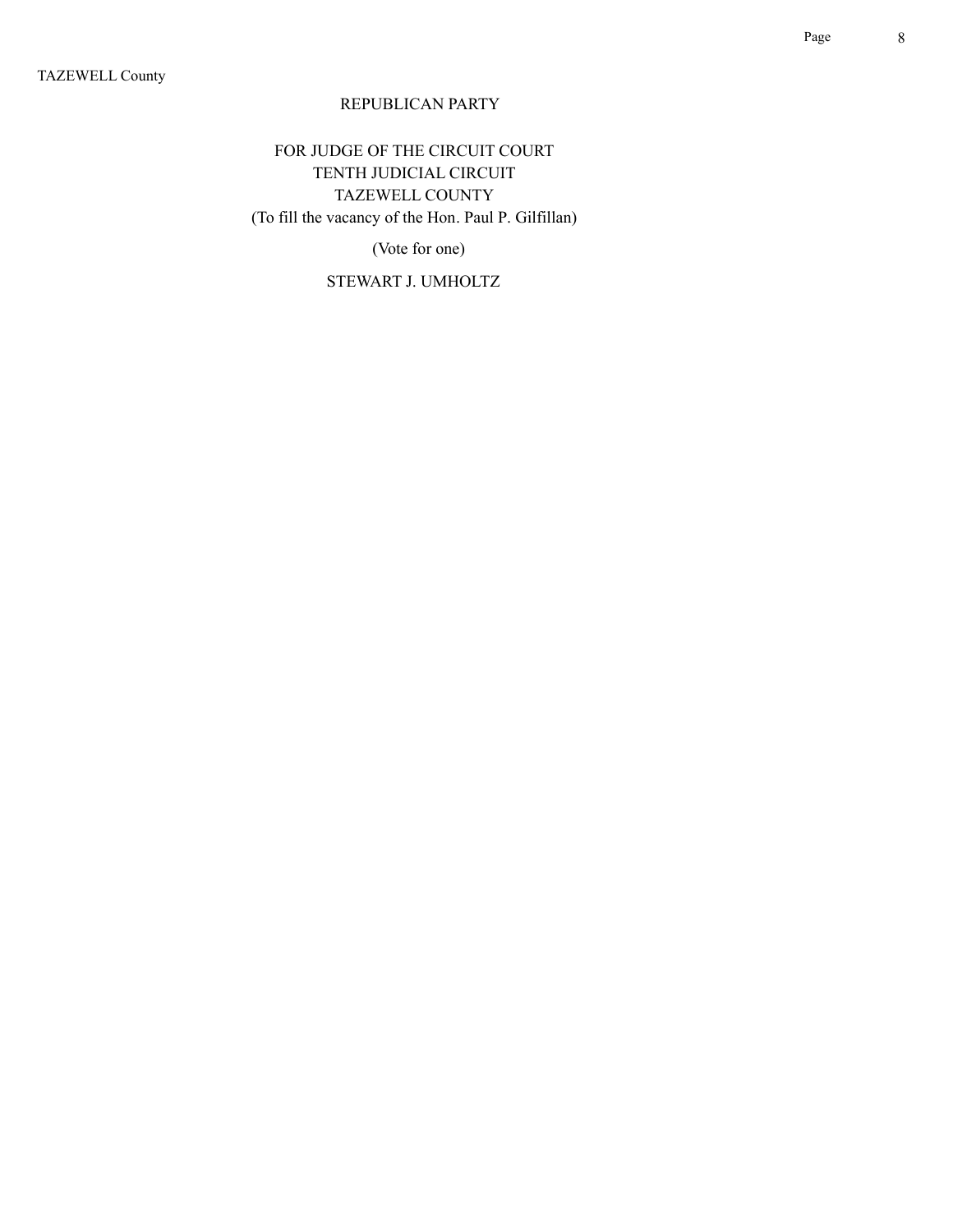TAZEWELL County

REPUBLICAN PARTY

FOR JUDGE OF THE CIRCUIT COURT
TENTH JUDICIAL CIRCUIT
TAZEWELL COUNTY
(To fill the vacancy of the Hon. Paul P. Gilfillan)

(Vote for one)

STEWART J. UMHOLTZ